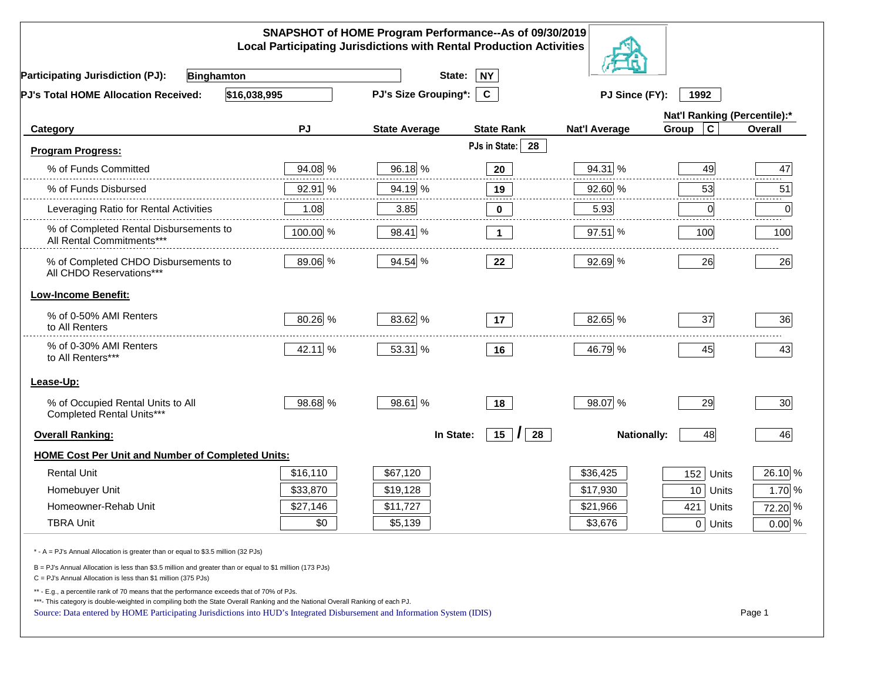# SNAPSHOT of HOME Program Performance--As of 09/30/2019
## Local Participating Jurisdictions with Rental Production Activities

**Participating Jurisdiction (PJ):** Binghamton **State:** NY

**PJ's Total HOME Allocation Received:** $16,038,995 **PJ's Size Grouping*:** C **PJ Since (FY):** 1992

| Category | PJ | State Average | State Rank | Nat'l Average | Nat'l Ranking (Percentile):* Group C | Overall |
|---|---|---|---|---|---|---|
| **Program Progress:** | | | PJs in State: 28 | | | |
| % of Funds Committed | 94.08 % | 96.18 % | 20 | 94.31 % | 49 | 47 |
| % of Funds Disbursed | 92.91 % | 94.19 % | 19 | 92.60 % | 53 | 51 |
| Leveraging Ratio for Rental Activities | 1.08 | 3.85 | 0 | 5.93 | 0 | 0 |
| % of Completed Rental Disbursements to All Rental Commitments*** | 100.00 % | 98.41 % | 1 | 97.51 % | 100 | 100 |
| % of Completed CHDO Disbursements to All CHDO Reservations*** | 89.06 % | 94.54 % | 22 | 92.69 % | 26 | 26 |
| **Low-Income Benefit:** | | | | | | |
| % of 0-50% AMI Renters to All Renters | 80.26 % | 83.62 % | 17 | 82.65 % | 37 | 36 |
| % of 0-30% AMI Renters to All Renters*** | 42.11 % | 53.31 % | 16 | 46.79 % | 45 | 43 |
| **Lease-Up:** | | | | | | |
| % of Occupied Rental Units to All Completed Rental Units*** | 98.68 % | 98.61 % | 18 | 98.07 % | 29 | 30 |
| **Overall Ranking:** | | In State: | 15 / 28 | Nationally: | 48 | 46 |
| **HOME Cost Per Unit and Number of Completed Units:** | | | | | | |
| Rental Unit | $16,110 | $67,120 | | $36,425 | 152 Units | 26.10 % |
| Homebuyer Unit | $33,870 | $19,128 | | $17,930 | 10 Units | 1.70 % |
| Homeowner-Rehab Unit | $27,146 | $11,727 | | $21,966 | 421 Units | 72.20 % |
| TBRA Unit | $0 | $5,139 | | $3,676 | 0 Units | 0.00 % |

\* - A = PJ's Annual Allocation is greater than or equal to $3.5 million (32 PJs)

B = PJ's Annual Allocation is less than $3.5 million and greater than or equal to $1 million (173 PJs)

C = PJ's Annual Allocation is less than $1 million (375 PJs)

** - E.g., a percentile rank of 70 means that the performance exceeds that of 70% of PJs.

***- This category is double-weighted in compiling both the State Overall Ranking and the National Overall Ranking of each PJ.

Source: Data entered by HOME Participating Jurisdictions into HUD's Integrated Disbursement and Information System (IDIS)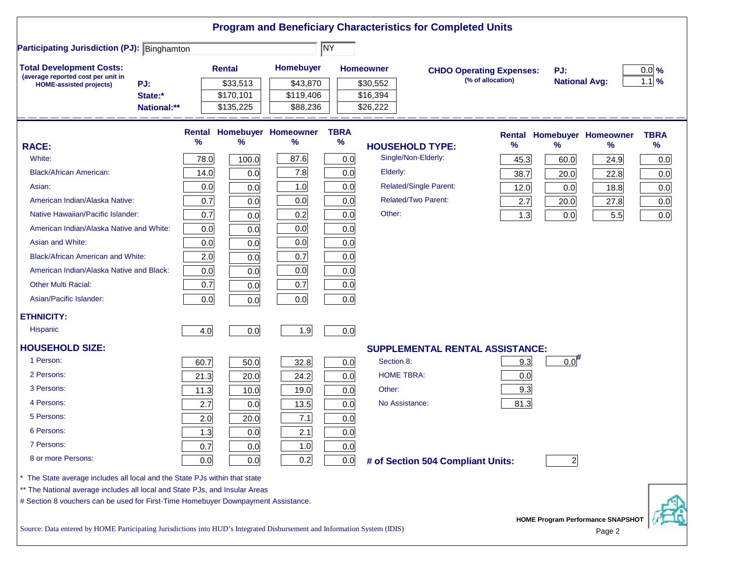# Program and Beneficiary Characteristics for Completed Units

**Participating Jurisdiction (PJ):** Binghamton NY

**Total Development Costs:** (average reported cost per unit in HOME-assisted projects)

| | Rental | Homebuyer | Homeowner |
|---|---|---|---|
| PJ: | $33,513 | $43,870 | $30,552 |
| State:* | $170,101 | $119,406 | $16,394 |
| National:** | $135,225 | $88,236 | $26,222 |

**CHDO Operating Expenses:** (% of allocation)

| | |
|---|---|
| PJ: | 0.0 % |
| National Avg: | 1.1 % |

| RACE: | Rental % | Homebuyer % | Homeowner % | TBRA % |
|---|---|---|---|---|
| White: | 78.0 | 100.0 | 87.6 | 0.0 |
| Black/African American: | 14.0 | 0.0 | 7.8 | 0.0 |
| Asian: | 0.0 | 0.0 | 1.0 | 0.0 |
| American Indian/Alaska Native: | 0.7 | 0.0 | 0.0 | 0.0 |
| Native Hawaiian/Pacific Islander: | 0.7 | 0.0 | 0.2 | 0.0 |
| American Indian/Alaska Native and White: | 0.0 | 0.0 | 0.0 | 0.0 |
| Asian and White: | 0.0 | 0.0 | 0.0 | 0.0 |
| Black/African American and White: | 2.0 | 0.0 | 0.7 | 0.0 |
| American Indian/Alaska Native and Black: | 0.0 | 0.0 | 0.0 | 0.0 |
| Other Multi Racial: | 0.7 | 0.0 | 0.7 | 0.0 |
| Asian/Pacific Islander: | 0.0 | 0.0 | 0.0 | 0.0 |
| **ETHNICITY:** | | | | |
| Hispanic | 4.0 | 0.0 | 1.9 | 0.0 |
| **HOUSEHOLD SIZE:** | | | | |
| 1 Person: | 60.7 | 50.0 | 32.8 | 0.0 |
| 2 Persons: | 21.3 | 20.0 | 24.2 | 0.0 |
| 3 Persons: | 11.3 | 10.0 | 19.0 | 0.0 |
| 4 Persons: | 2.7 | 0.0 | 13.5 | 0.0 |
| 5 Persons: | 2.0 | 20.0 | 7.1 | 0.0 |
| 6 Persons: | 1.3 | 0.0 | 2.1 | 0.0 |
| 7 Persons: | 0.7 | 0.0 | 1.0 | 0.0 |
| 8 or more Persons: | 0.0 | 0.0 | 0.2 | 0.0 |

| HOUSEHOLD TYPE: | Rental % | Homebuyer % | Homeowner % | TBRA % |
|---|---|---|---|---|
| Single/Non-Elderly: | 45.3 | 60.0 | 24.9 | 0.0 |
| Elderly: | 38.7 | 20.0 | 22.8 | 0.0 |
| Related/Single Parent: | 12.0 | 0.0 | 18.8 | 0.0 |
| Related/Two Parent: | 2.7 | 20.0 | 27.8 | 0.0 |
| Other: | 1.3 | 0.0 | 5.5 | 0.0 |

| SUPPLEMENTAL RENTAL ASSISTANCE: | Rental | Homebuyer |
|---|---|---|
| Section 8: | 9.3 | 0.0# |
| HOME TBRA: | 0.0 | |
| Other: | 9.3 | |
| No Assistance: | 81.3 | |

**# of Section 504 Compliant Units:** 2

\* The State average includes all local and the State PJs within that state

\*\* The National average includes all local and State PJs, and Insular Areas

\# Section 8 vouchers can be used for First-Time Homebuyer Downpayment Assistance.

Source: Data entered by HOME Participating Jurisdictions into HUD's Integrated Disbursement and Information System (IDIS)

HOME Program Performance SNAPSHOT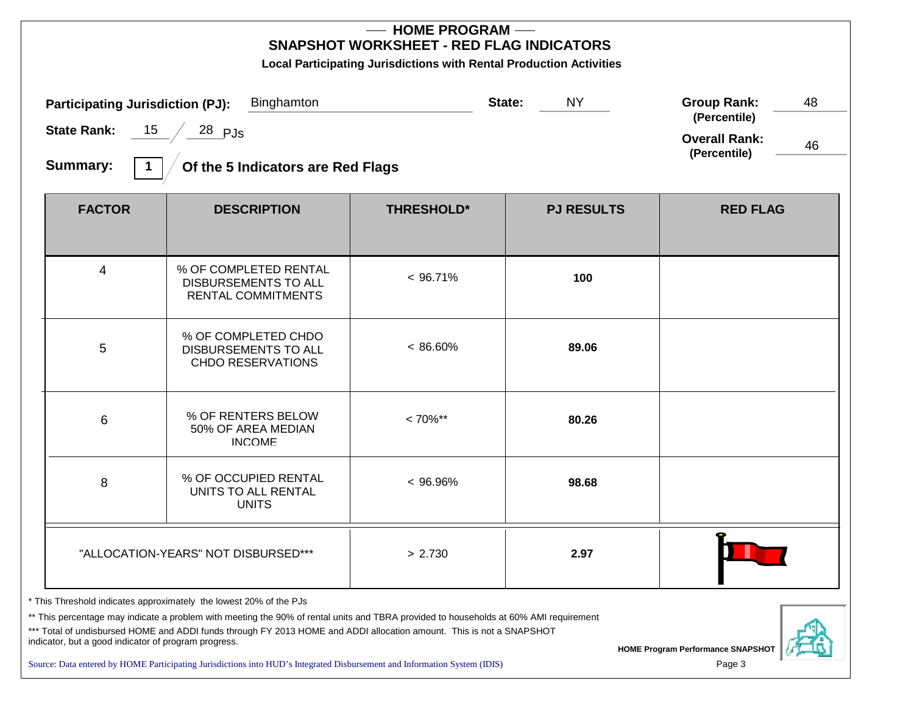# HOME PROGRAM
## SNAPSHOT WORKSHEET - RED FLAG INDICATORS
### Local Participating Jurisdictions with Rental Production Activities

**Participating Jurisdiction (PJ):** Binghamton **State:** NY **Group Rank:** 48 **(Percentile)**

**State Rank:** 15 / 28 PJs **Overall Rank:** 46 **(Percentile)**

**Summary:** 1 / **Of the 5 Indicators are Red Flags**

| FACTOR | DESCRIPTION | THRESHOLD* | PJ RESULTS | RED FLAG |
|---|---|---|---|---|
| 4 | % OF COMPLETED RENTAL DISBURSEMENTS TO ALL RENTAL COMMITMENTS | < 96.71% | **100** | |
| 5 | % OF COMPLETED CHDO DISBURSEMENTS TO ALL CHDO RESERVATIONS | < 86.60% | **89.06** | |
| 6 | % OF RENTERS BELOW 50% OF AREA MEDIAN INCOME | < 70%** | **80.26** | |
| 8 | % OF OCCUPIED RENTAL UNITS TO ALL RENTAL UNITS | < 96.96% | **98.68** | |
| "ALLOCATION-YEARS" NOT DISBURSED*** | | > 2.730 | **2.97** | Red Flag |

\* This Threshold indicates approximately the lowest 20% of the PJs

** This percentage may indicate a problem with meeting the 90% of rental units and TBRA provided to households at 60% AMI requirement

*** Total of undisbursed HOME and ADDI funds through FY 2013 HOME and ADDI allocation amount. This is not a SNAPSHOT indicator, but a good indicator of program progress.

HOME Program Performance SNAPSHOT

Source: Data entered by HOME Participating Jurisdictions into HUD's Integrated Disbursement and Information System (IDIS)